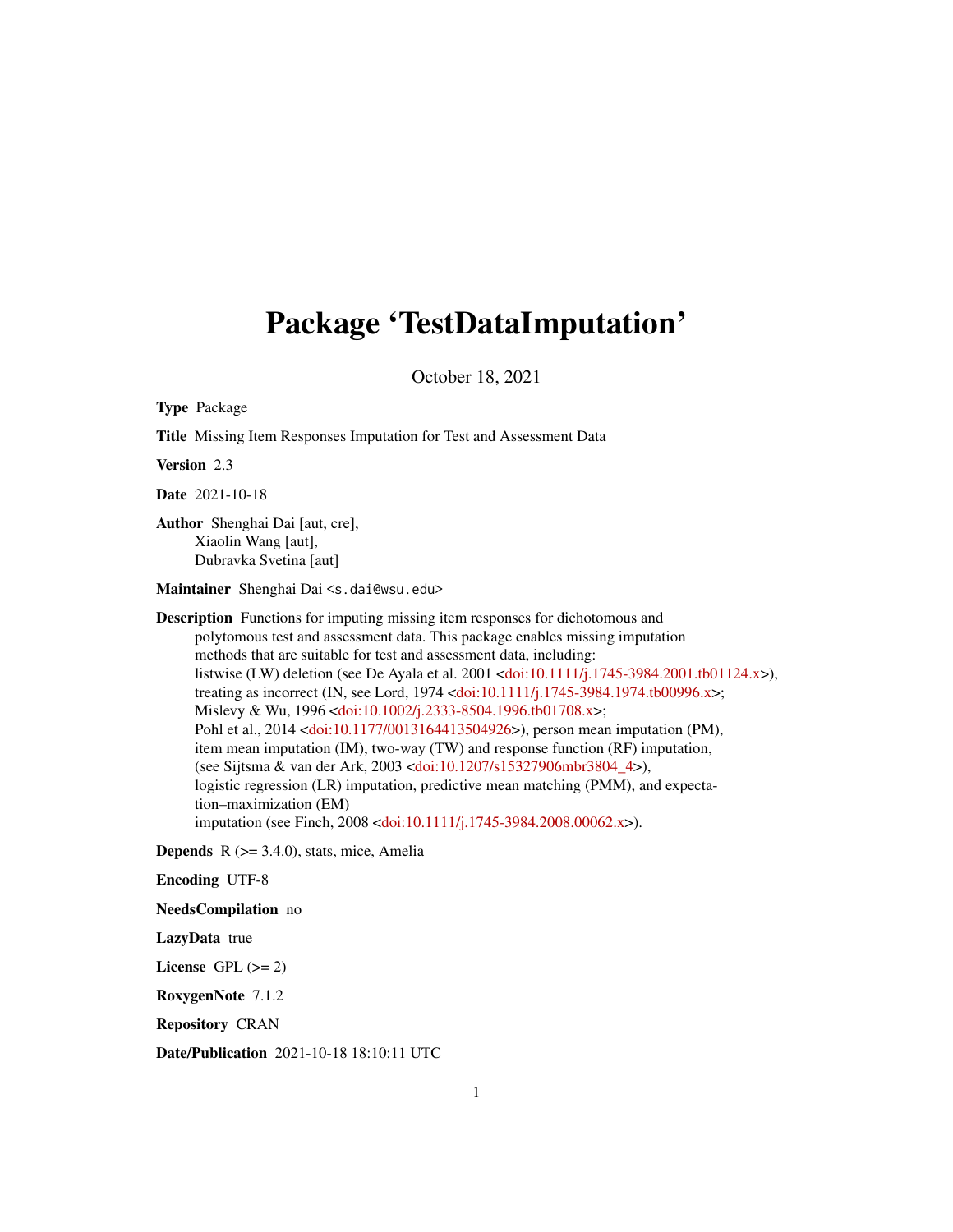# Package 'TestDataImputation'

October 18, 2021

**Type** Package

**Title** Missing Item Responses Imputation for Test and Assessment Data

**Version** 2.3

**Date** 2021-10-18

**Author** Shenghai Dai [aut, cre],
Xiaolin Wang [aut],
Dubravka Svetina [aut]

**Maintainer** Shenghai Dai <s.dai@wsu.edu>

**Description** Functions for imputing missing item responses for dichotomous and polytomous test and assessment data. This package enables missing imputation methods that are suitable for test and assessment data, including: listwise (LW) deletion (see De Ayala et al. 2001 <doi:10.1111/j.1745-3984.2001.tb01124.x>), treating as incorrect (IN, see Lord, 1974 <doi:10.1111/j.1745-3984.1974.tb00996.x>; Mislevy & Wu, 1996 <doi:10.1002/j.2333-8504.1996.tb01708.x>; Pohl et al., 2014 <doi:10.1177/0013164413504926>), person mean imputation (PM), item mean imputation (IM), two-way (TW) and response function (RF) imputation, (see Sijtsma & van der Ark, 2003 <doi:10.1207/s15327906mbr3804_4>), logistic regression (LR) imputation, predictive mean matching (PMM), and expectation–maximization (EM) imputation (see Finch, 2008 <doi:10.1111/j.1745-3984.2008.00062.x>).

**Depends** R (>= 3.4.0), stats, mice, Amelia

**Encoding** UTF-8

**NeedsCompilation** no

**LazyData** true

**License** GPL (>= 2)

**RoxygenNote** 7.1.2

**Repository** CRAN

**Date/Publication** 2021-10-18 18:10:11 UTC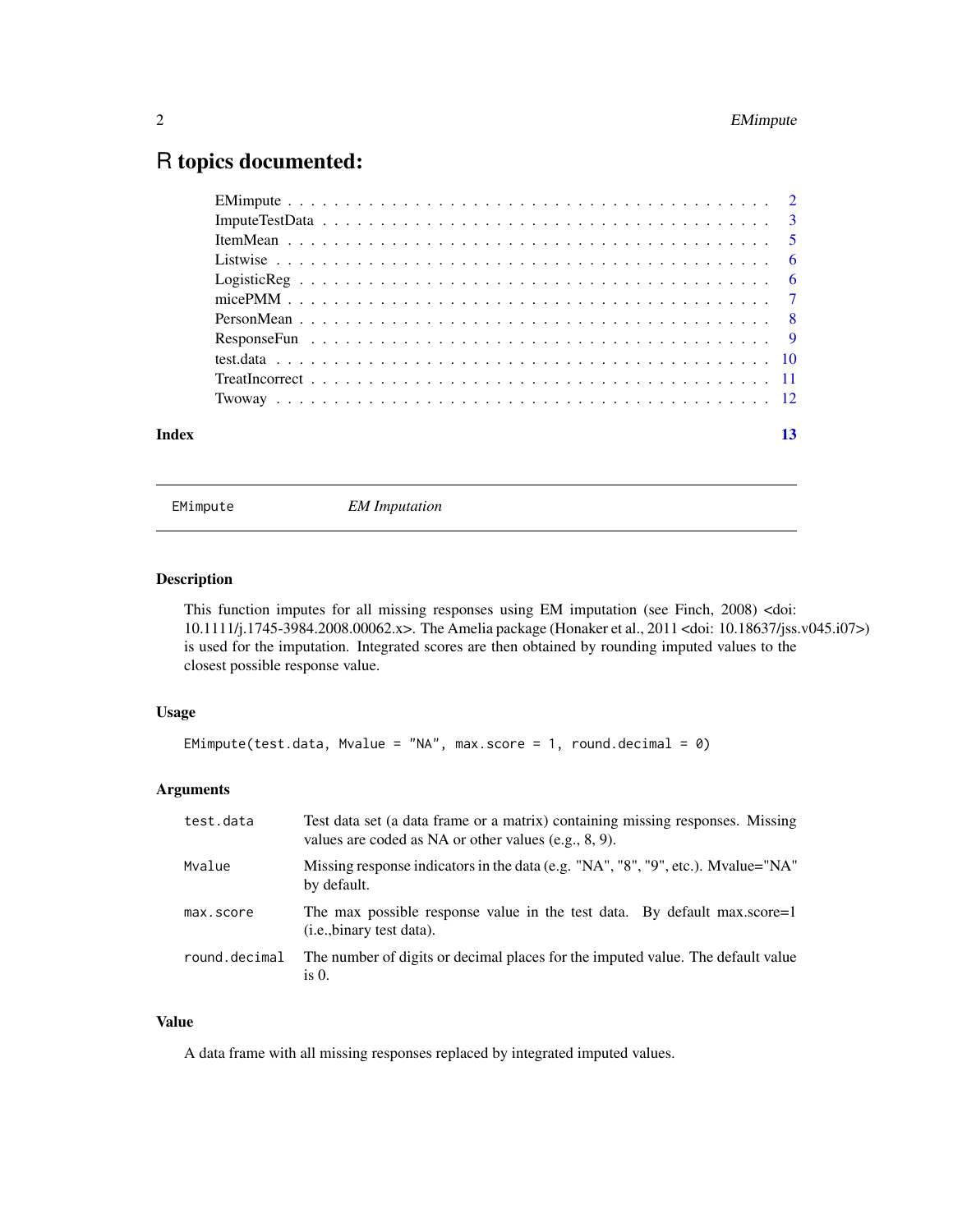# R topics documented:

| | |
|---|---|
| EMimpute | 2 |
| ImputeTestData | 3 |
| ItemMean | 5 |
| Listwise | 6 |
| LogisticReg | 6 |
| micePMM | 7 |
| PersonMean | 8 |
| ResponseFun | 9 |
| test.data | 10 |
| TreatIncorrect | 11 |
| Twoway | 12 |

**Index** **13**

---

EMimpute *EM Imputation*

---

## Description

This function imputes for all missing responses using EM imputation (see Finch, 2008) <doi: 10.1111/j.1745-3984.2008.00062.x>. The Amelia package (Honaker et al., 2011 <doi: 10.18637/jss.v045.i07>) is used for the imputation. Integrated scores are then obtained by rounding imputed values to the closest possible response value.

## Usage

```
EMimpute(test.data, Mvalue = "NA", max.score = 1, round.decimal = 0)
```

## Arguments

| | |
|---|---|
| test.data | Test data set (a data frame or a matrix) containing missing responses. Missing values are coded as NA or other values (e.g., 8, 9). |
| Mvalue | Missing response indicators in the data (e.g. "NA", "8", "9", etc.). Mvalue="NA" by default. |
| max.score | The max possible response value in the test data. By default max.score=1 (i.e.,binary test data). |
| round.decimal | The number of digits or decimal places for the imputed value. The default value is 0. |

## Value

A data frame with all missing responses replaced by integrated imputed values.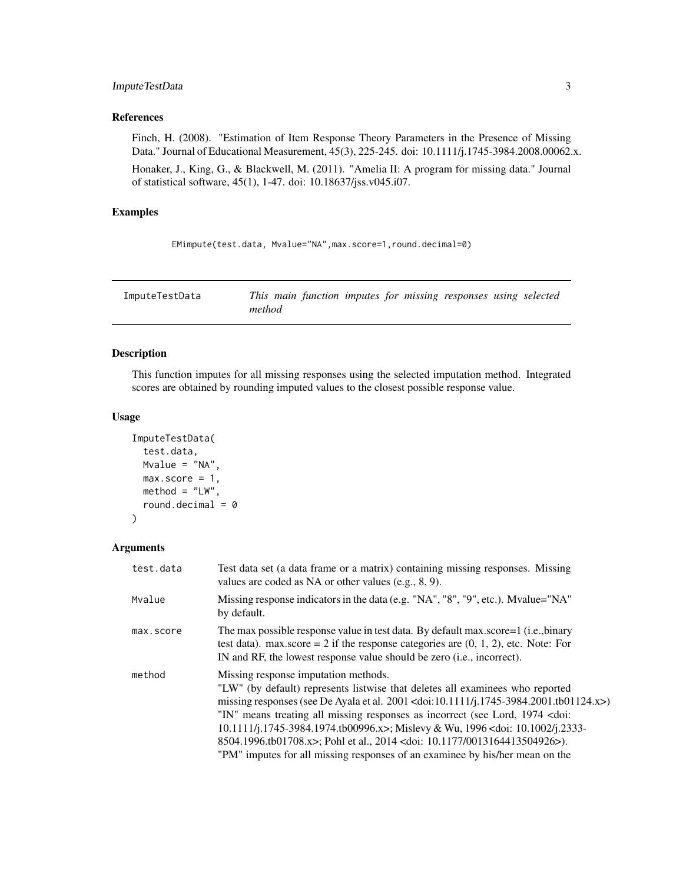### References

Finch, H. (2008). "Estimation of Item Response Theory Parameters in the Presence of Missing Data." Journal of Educational Measurement, 45(3), 225-245. doi: 10.1111/j.1745-3984.2008.00062.x.

Honaker, J., King, G., & Blackwell, M. (2011). "Amelia II: A program for missing data." Journal of statistical software, 45(1), 1-47. doi: 10.18637/jss.v045.i07.

### Examples

```
EMimpute(test.data, Mvalue="NA",max.score=1,round.decimal=0)
```

---

## ImputeTestData — *This main function imputes for missing responses using selected method*

---

### Description

This function imputes for all missing responses using the selected imputation method. Integrated scores are obtained by rounding imputed values to the closest possible response value.

### Usage

```
ImputeTestData(
  test.data,
  Mvalue = "NA",
  max.score = 1,
  method = "LW",
  round.decimal = 0
)
```

### Arguments

| | |
|---|---|
| test.data | Test data set (a data frame or a matrix) containing missing responses. Missing values are coded as NA or other values (e.g., 8, 9). |
| Mvalue | Missing response indicators in the data (e.g. "NA", "8", "9", etc.). Mvalue="NA" by default. |
| max.score | The max possible response value in test data. By default max.score=1 (i.e.,binary test data). max.score = 2 if the response categories are (0, 1, 2), etc. Note: For IN and RF, the lowest response value should be zero (i.e., incorrect). |
| method | Missing response imputation methods. "LW" (by default) represents listwise that deletes all examinees who reported missing responses (see De Ayala et al. 2001 <doi:10.1111/j.1745-3984.2001.tb01124.x>) "IN" means treating all missing responses as incorrect (see Lord, 1974 <doi: 10.1111/j.1745-3984.1974.tb00996.x>; Mislevy & Wu, 1996 <doi: 10.1002/j.2333-8504.1996.tb01708.x>; Pohl et al., 2014 <doi: 10.1177/0013164413504926>). "PM" imputes for all missing responses of an examinee by his/her mean on the |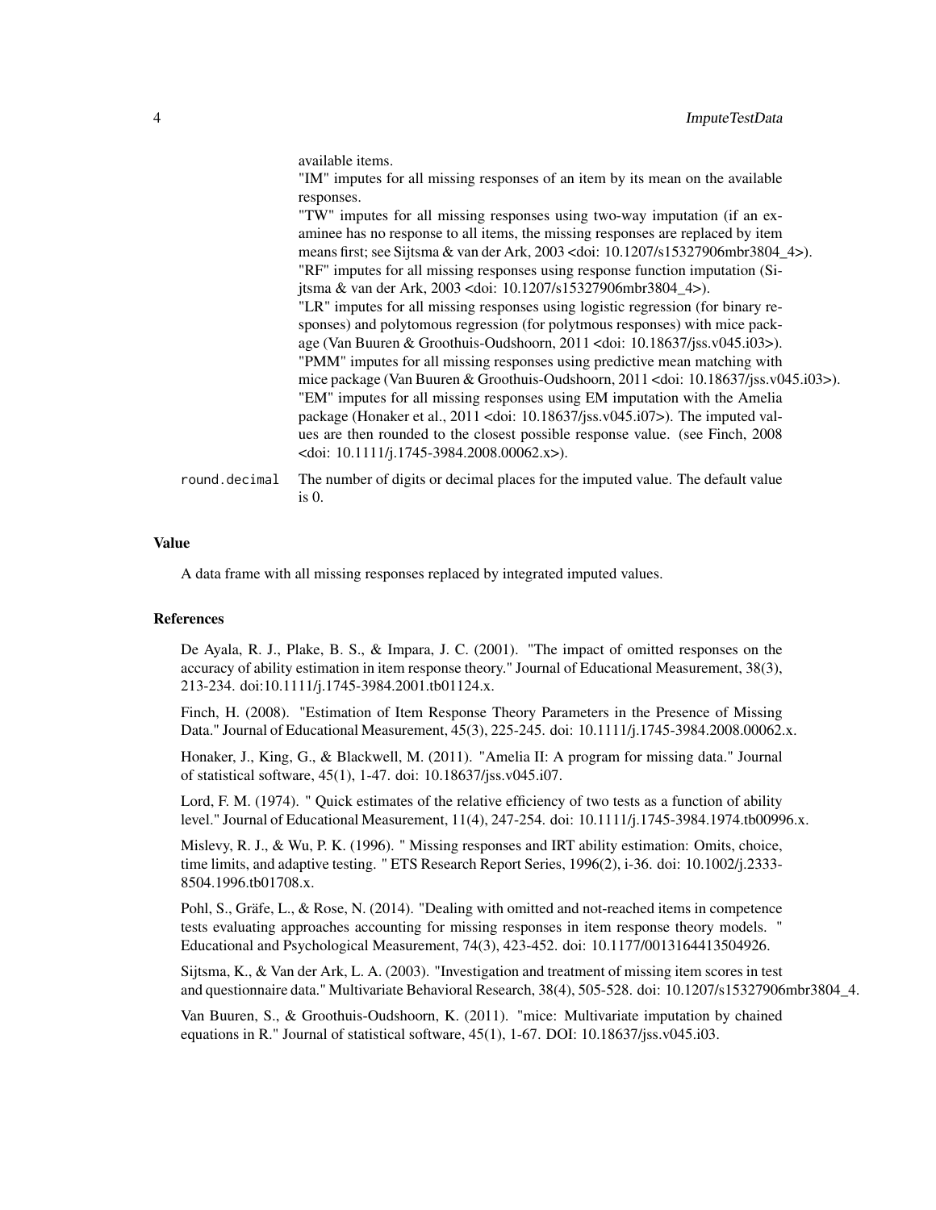available items.

"IM" imputes for all missing responses of an item by its mean on the available responses.

"TW" imputes for all missing responses using two-way imputation (if an examinee has no response to all items, the missing responses are replaced by item means first; see Sijtsma & van der Ark, 2003 <doi: 10.1207/s15327906mbr3804_4>).

"RF" imputes for all missing responses using response function imputation (Sijtsma & van der Ark, 2003 <doi: 10.1207/s15327906mbr3804_4>).

"LR" imputes for all missing responses using logistic regression (for binary responses) and polytomous regression (for polytmous responses) with mice package (Van Buuren & Groothuis-Oudshoorn, 2011 <doi: 10.18637/jss.v045.i03>).

"PMM" imputes for all missing responses using predictive mean matching with mice package (Van Buuren & Groothuis-Oudshoorn, 2011 <doi: 10.18637/jss.v045.i03>).

"EM" imputes for all missing responses using EM imputation with the Amelia package (Honaker et al., 2011 <doi: 10.18637/jss.v045.i07>). The imputed values are then rounded to the closest possible response value. (see Finch, 2008 <doi: 10.1111/j.1745-3984.2008.00062.x>).

`round.decimal` The number of digits or decimal places for the imputed value. The default value is 0.

## Value

A data frame with all missing responses replaced by integrated imputed values.

## References

De Ayala, R. J., Plake, B. S., & Impara, J. C. (2001). "The impact of omitted responses on the accuracy of ability estimation in item response theory." Journal of Educational Measurement, 38(3), 213-234. doi:10.1111/j.1745-3984.2001.tb01124.x.

Finch, H. (2008). "Estimation of Item Response Theory Parameters in the Presence of Missing Data." Journal of Educational Measurement, 45(3), 225-245. doi: 10.1111/j.1745-3984.2008.00062.x.

Honaker, J., King, G., & Blackwell, M. (2011). "Amelia II: A program for missing data." Journal of statistical software, 45(1), 1-47. doi: 10.18637/jss.v045.i07.

Lord, F. M. (1974). " Quick estimates of the relative efficiency of two tests as a function of ability level." Journal of Educational Measurement, 11(4), 247-254. doi: 10.1111/j.1745-3984.1974.tb00996.x.

Mislevy, R. J., & Wu, P. K. (1996). " Missing responses and IRT ability estimation: Omits, choice, time limits, and adaptive testing. " ETS Research Report Series, 1996(2), i-36. doi: 10.1002/j.2333-8504.1996.tb01708.x.

Pohl, S., Gräfe, L., & Rose, N. (2014). "Dealing with omitted and not-reached items in competence tests evaluating approaches accounting for missing responses in item response theory models. " Educational and Psychological Measurement, 74(3), 423-452. doi: 10.1177/0013164413504926.

Sijtsma, K., & Van der Ark, L. A. (2003). "Investigation and treatment of missing item scores in test and questionnaire data." Multivariate Behavioral Research, 38(4), 505-528. doi: 10.1207/s15327906mbr3804_4.

Van Buuren, S., & Groothuis-Oudshoorn, K. (2011). "mice: Multivariate imputation by chained equations in R." Journal of statistical software, 45(1), 1-67. DOI: 10.18637/jss.v045.i03.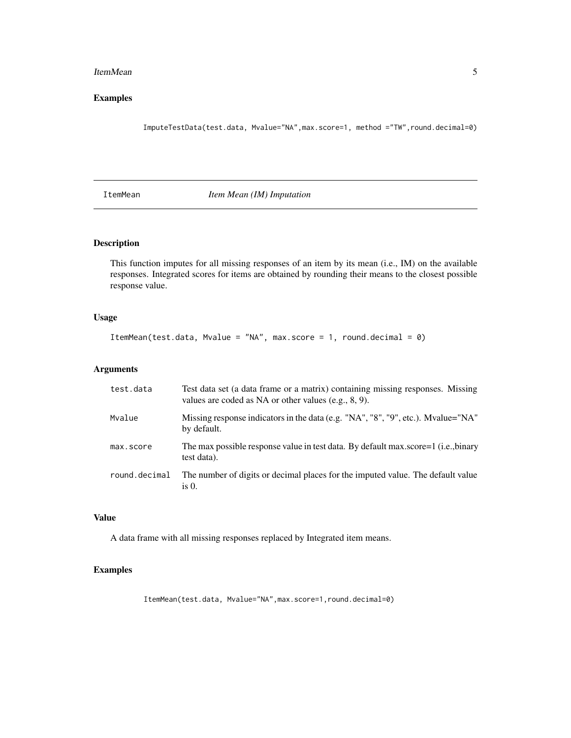## Examples

```
ImputeTestData(test.data, Mvalue="NA",max.score=1, method ="TW",round.decimal=0)
```

---

# ItemMean *Item Mean (IM) Imputation*

---

## Description

This function imputes for all missing responses of an item by its mean (i.e., IM) on the available responses. Integrated scores for items are obtained by rounding their means to the closest possible response value.

## Usage

```
ItemMean(test.data, Mvalue = "NA", max.score = 1, round.decimal = 0)
```

## Arguments

| | |
|---|---|
| test.data | Test data set (a data frame or a matrix) containing missing responses. Missing values are coded as NA or other values (e.g., 8, 9). |
| Mvalue | Missing response indicators in the data (e.g. "NA", "8", "9", etc.). Mvalue="NA" by default. |
| max.score | The max possible response value in test data. By default max.score=1 (i.e.,binary test data). |
| round.decimal | The number of digits or decimal places for the imputed value. The default value is 0. |

## Value

A data frame with all missing responses replaced by Integrated item means.

## Examples

```
ItemMean(test.data, Mvalue="NA",max.score=1,round.decimal=0)
```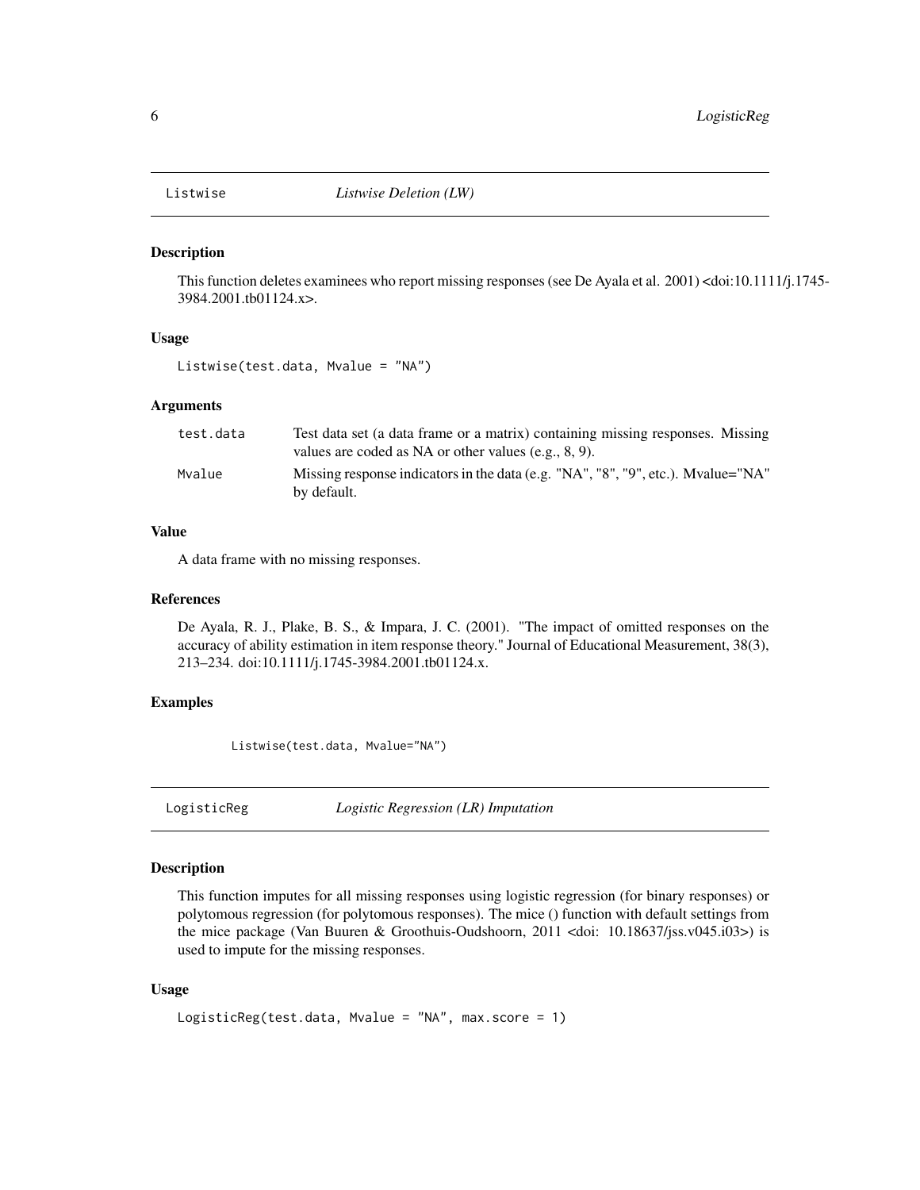## Listwise — *Listwise Deletion (LW)*

### Description

This function deletes examinees who report missing responses (see De Ayala et al. 2001) <doi:10.1111/j.1745-3984.2001.tb01124.x>.

### Usage

```
Listwise(test.data, Mvalue = "NA")
```

### Arguments

| | |
|---|---|
| test.data | Test data set (a data frame or a matrix) containing missing responses. Missing values are coded as NA or other values (e.g., 8, 9). |
| Mvalue | Missing response indicators in the data (e.g. "NA", "8", "9", etc.). Mvalue="NA" by default. |

### Value

A data frame with no missing responses.

### References

De Ayala, R. J., Plake, B. S., & Impara, J. C. (2001). "The impact of omitted responses on the accuracy of ability estimation in item response theory." Journal of Educational Measurement, 38(3), 213–234. doi:10.1111/j.1745-3984.2001.tb01124.x.

### Examples

```
Listwise(test.data, Mvalue="NA")
```

## LogisticReg — *Logistic Regression (LR) Imputation*

### Description

This function imputes for all missing responses using logistic regression (for binary responses) or polytomous regression (for polytomous responses). The mice () function with default settings from the mice package (Van Buuren & Groothuis-Oudshoorn, 2011 <doi: 10.18637/jss.v045.i03>) is used to impute for the missing responses.

### Usage

```
LogisticReg(test.data, Mvalue = "NA", max.score = 1)
```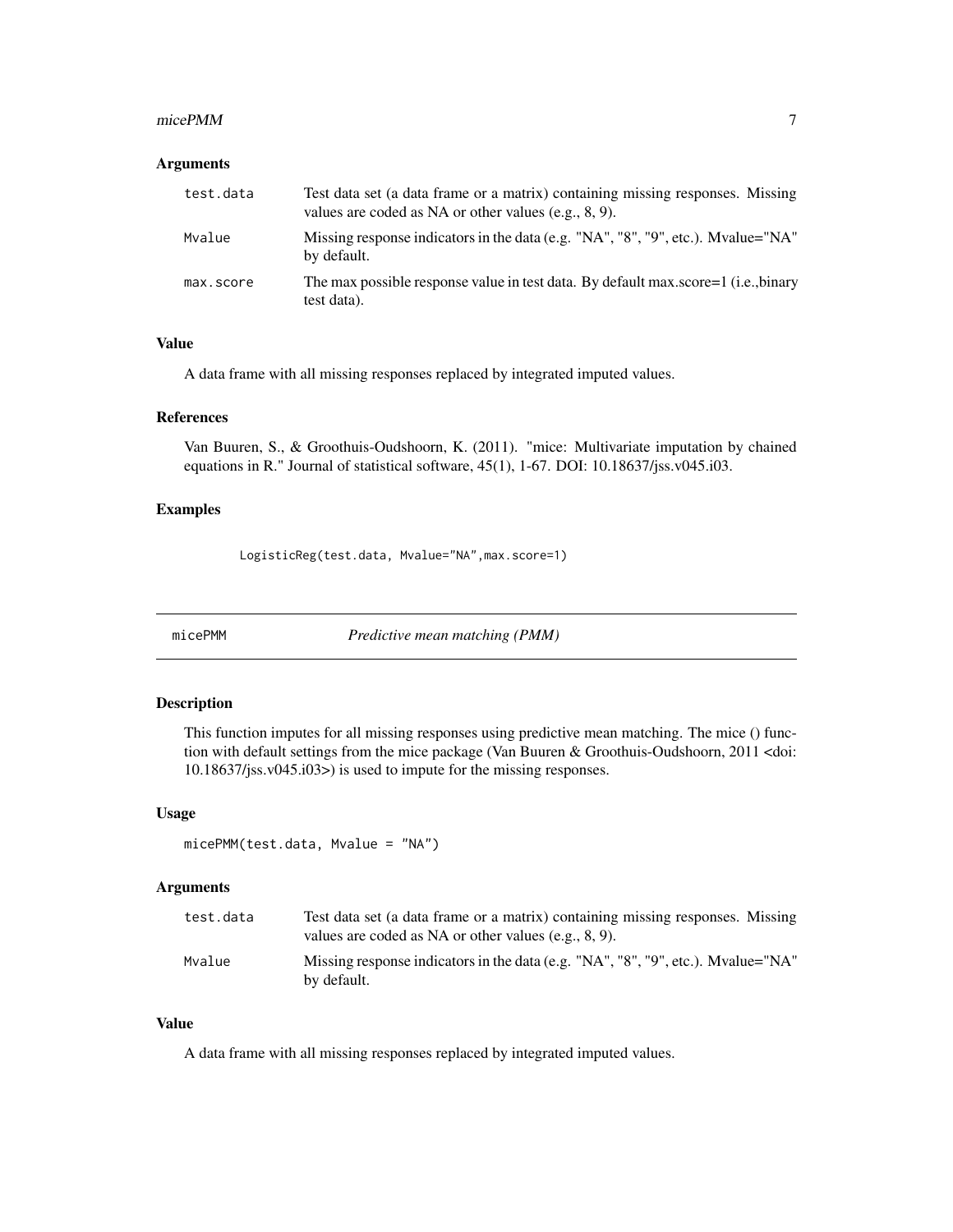### Arguments

| | |
|---|---|
| test.data | Test data set (a data frame or a matrix) containing missing responses. Missing values are coded as NA or other values (e.g., 8, 9). |
| Mvalue | Missing response indicators in the data (e.g. "NA", "8", "9", etc.). Mvalue="NA" by default. |
| max.score | The max possible response value in test data. By default max.score=1 (i.e.,binary test data). |

### Value

A data frame with all missing responses replaced by integrated imputed values.

### References

Van Buuren, S., & Groothuis-Oudshoorn, K. (2011). "mice: Multivariate imputation by chained equations in R." Journal of statistical software, 45(1), 1-67. DOI: 10.18637/jss.v045.i03.

### Examples

```
LogisticReg(test.data, Mvalue="NA",max.score=1)
```

---

## micePMM *Predictive mean matching (PMM)*

### Description

This function imputes for all missing responses using predictive mean matching. The mice () function with default settings from the mice package (Van Buuren & Groothuis-Oudshoorn, 2011 <doi: 10.18637/jss.v045.i03>) is used to impute for the missing responses.

### Usage

```
micePMM(test.data, Mvalue = "NA")
```

### Arguments

| | |
|---|---|
| test.data | Test data set (a data frame or a matrix) containing missing responses. Missing values are coded as NA or other values (e.g., 8, 9). |
| Mvalue | Missing response indicators in the data (e.g. "NA", "8", "9", etc.). Mvalue="NA" by default. |

### Value

A data frame with all missing responses replaced by integrated imputed values.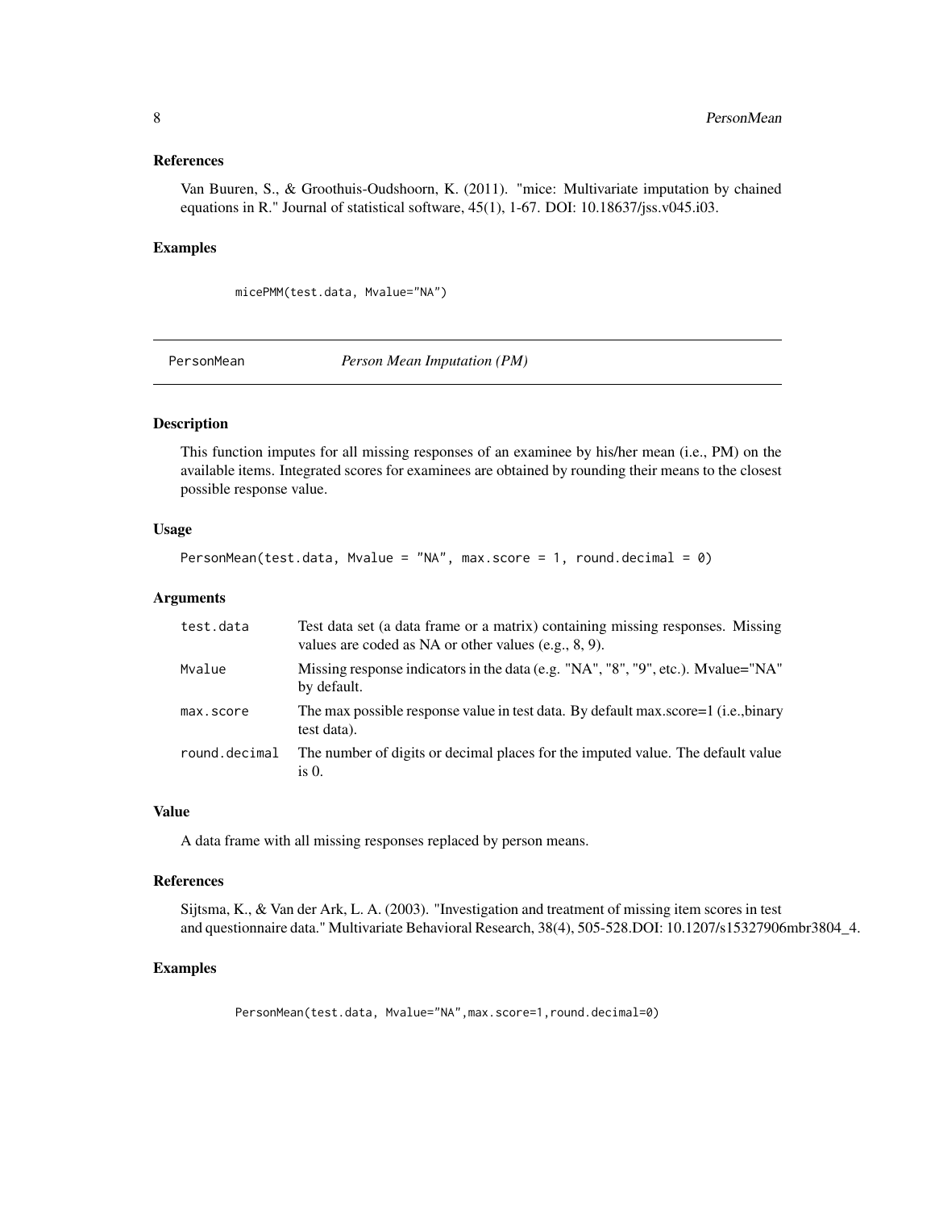### References

Van Buuren, S., & Groothuis-Oudshoorn, K. (2011). "mice: Multivariate imputation by chained equations in R." Journal of statistical software, 45(1), 1-67. DOI: 10.18637/jss.v045.i03.

### Examples

```
micePMM(test.data, Mvalue="NA")
```

---

## PersonMean *Person Mean Imputation (PM)*

---

### Description

This function imputes for all missing responses of an examinee by his/her mean (i.e., PM) on the available items. Integrated scores for examinees are obtained by rounding their means to the closest possible response value.

### Usage

```
PersonMean(test.data, Mvalue = "NA", max.score = 1, round.decimal = 0)
```

### Arguments

| | |
|---|---|
| test.data | Test data set (a data frame or a matrix) containing missing responses. Missing values are coded as NA or other values (e.g., 8, 9). |
| Mvalue | Missing response indicators in the data (e.g. "NA", "8", "9", etc.). Mvalue="NA" by default. |
| max.score | The max possible response value in test data. By default max.score=1 (i.e.,binary test data). |
| round.decimal | The number of digits or decimal places for the imputed value. The default value is 0. |

### Value

A data frame with all missing responses replaced by person means.

### References

Sijtsma, K., & Van der Ark, L. A. (2003). "Investigation and treatment of missing item scores in test and questionnaire data." Multivariate Behavioral Research, 38(4), 505-528.DOI: 10.1207/s15327906mbr3804_4.

### Examples

```
PersonMean(test.data, Mvalue="NA",max.score=1,round.decimal=0)
```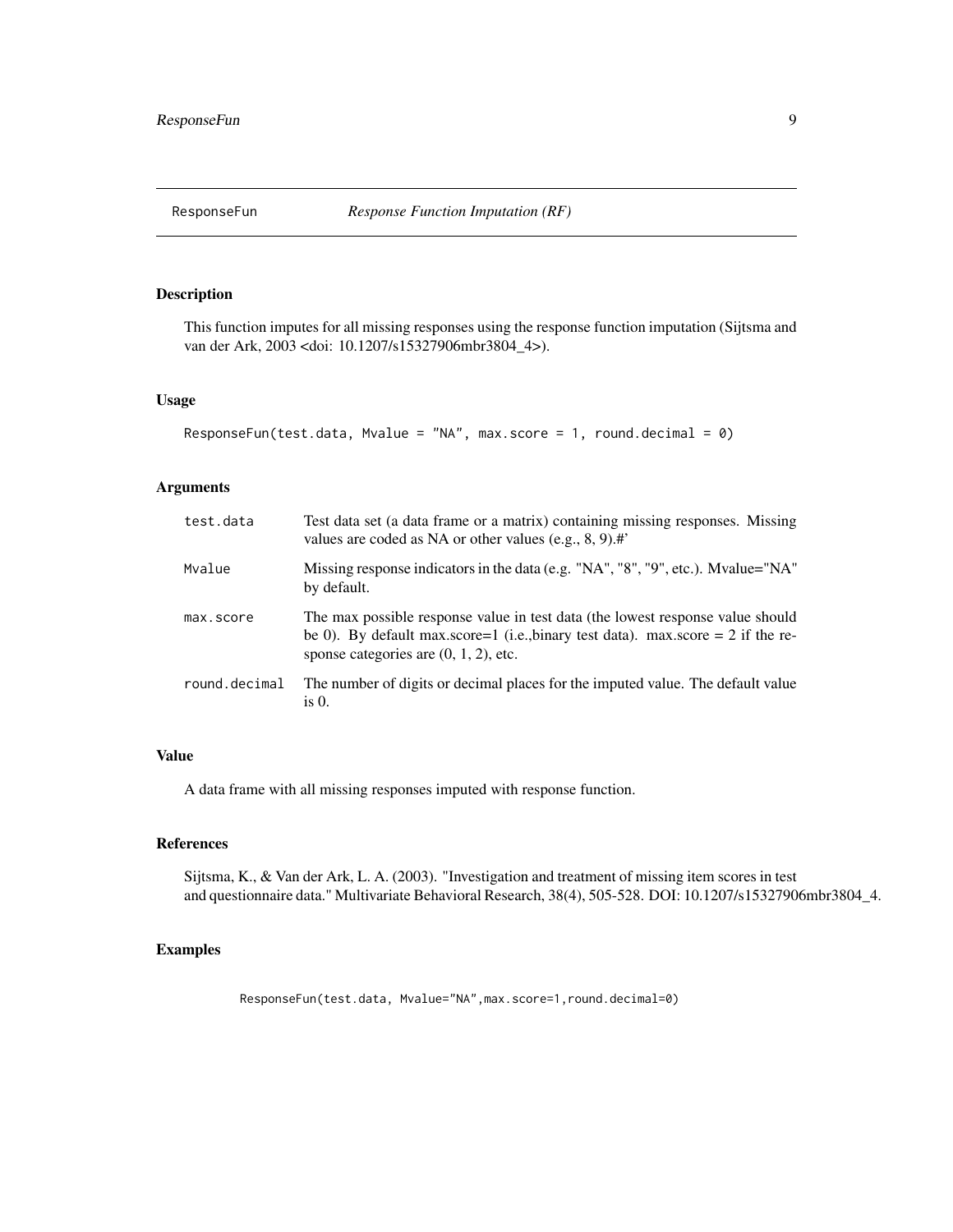# ResponseFun — *Response Function Imputation (RF)*

## Description

This function imputes for all missing responses using the response function imputation (Sijtsma and van der Ark, 2003 <doi: 10.1207/s15327906mbr3804_4>).

## Usage

```
ResponseFun(test.data, Mvalue = "NA", max.score = 1, round.decimal = 0)
```

## Arguments

| | |
|---|---|
| test.data | Test data set (a data frame or a matrix) containing missing responses. Missing values are coded as NA or other values (e.g., 8, 9).#' |
| Mvalue | Missing response indicators in the data (e.g. "NA", "8", "9", etc.). Mvalue="NA" by default. |
| max.score | The max possible response value in test data (the lowest response value should be 0). By default max.score=1 (i.e.,binary test data). max.score = 2 if the response categories are (0, 1, 2), etc. |
| round.decimal | The number of digits or decimal places for the imputed value. The default value is 0. |

## Value

A data frame with all missing responses imputed with response function.

## References

Sijtsma, K., & Van der Ark, L. A. (2003). "Investigation and treatment of missing item scores in test and questionnaire data." Multivariate Behavioral Research, 38(4), 505-528. DOI: 10.1207/s15327906mbr3804_4.

## Examples

```
ResponseFun(test.data, Mvalue="NA",max.score=1,round.decimal=0)
```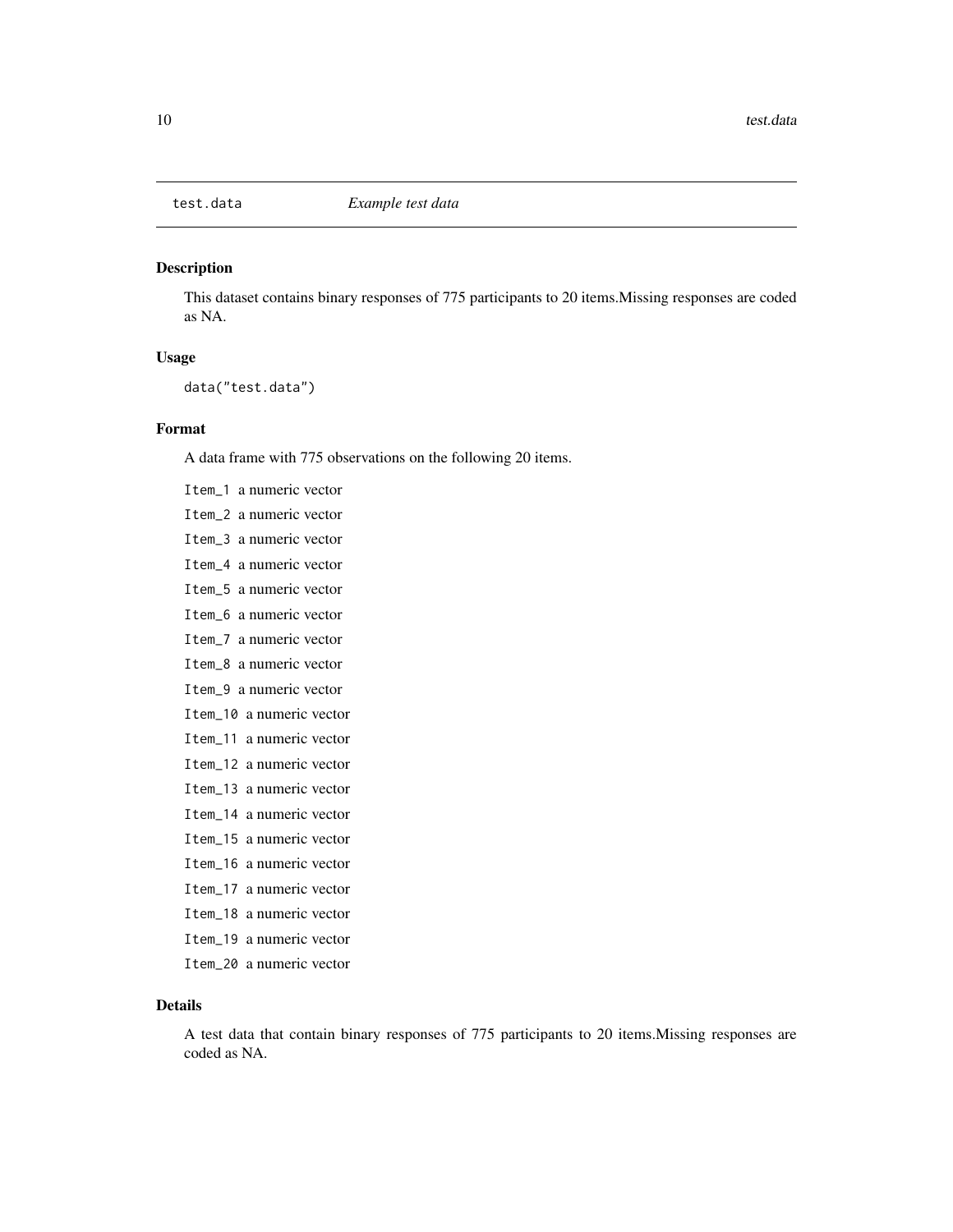# test.data *Example test data*

## Description

This dataset contains binary responses of 775 participants to 20 items.Missing responses are coded as NA.

## Usage

```
data("test.data")
```

## Format

A data frame with 775 observations on the following 20 items.

- `Item_1` a numeric vector
- `Item_2` a numeric vector
- `Item_3` a numeric vector
- `Item_4` a numeric vector
- `Item_5` a numeric vector
- `Item_6` a numeric vector
- `Item_7` a numeric vector
- `Item_8` a numeric vector
- `Item_9` a numeric vector
- `Item_10` a numeric vector
- `Item_11` a numeric vector
- `Item_12` a numeric vector
- `Item_13` a numeric vector
- `Item_14` a numeric vector
- `Item_15` a numeric vector
- `Item_16` a numeric vector
- `Item_17` a numeric vector
- `Item_18` a numeric vector
- `Item_19` a numeric vector
- `Item_20` a numeric vector

## Details

A test data that contain binary responses of 775 participants to 20 items.Missing responses are coded as NA.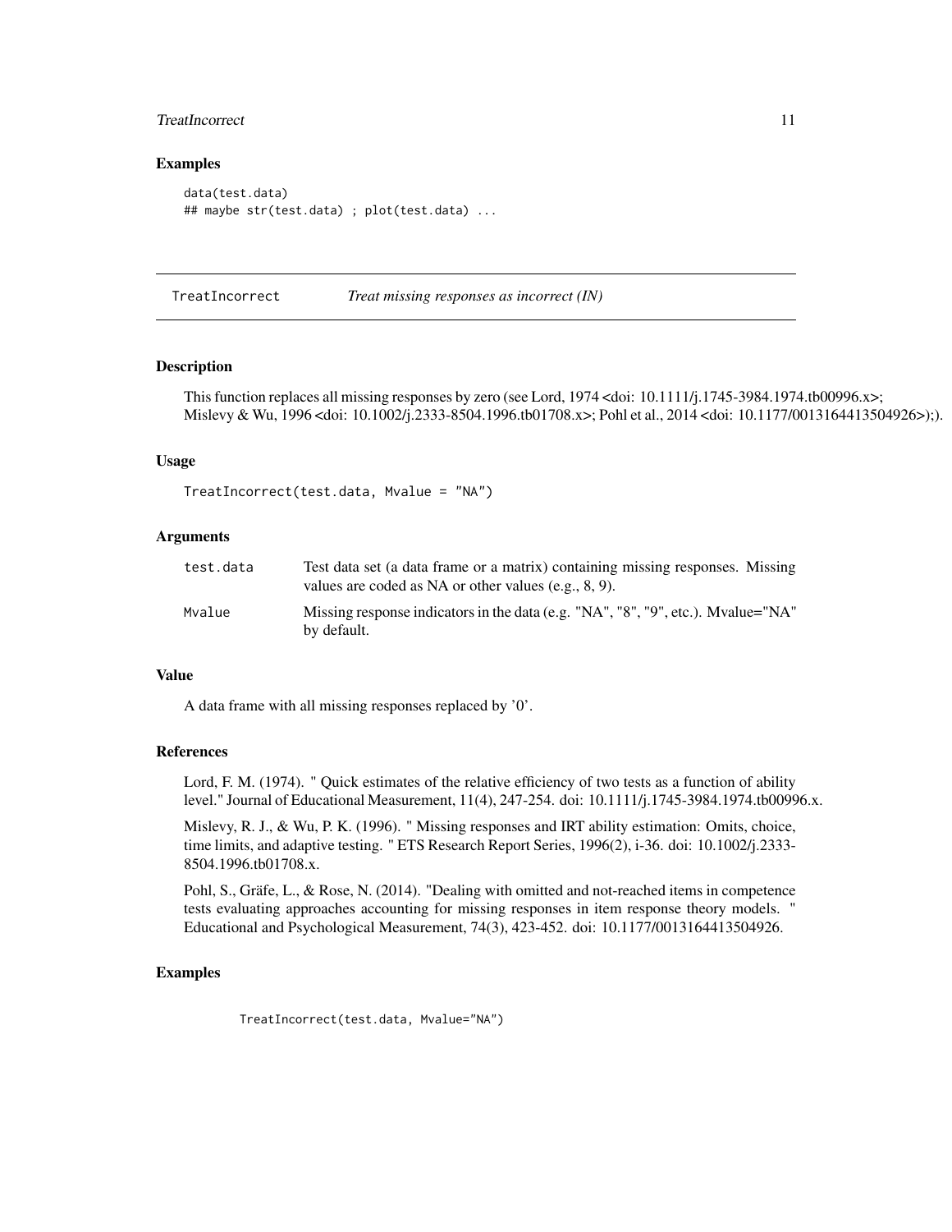## Examples

```
data(test.data)
## maybe str(test.data) ; plot(test.data) ...
```

---

## TreatIncorrect — *Treat missing responses as incorrect (IN)*

### Description

This function replaces all missing responses by zero (see Lord, 1974 <doi: 10.1111/j.1745-3984.1974.tb00996.x>; Mislevy & Wu, 1996 <doi: 10.1002/j.2333-8504.1996.tb01708.x>; Pohl et al., 2014 <doi: 10.1177/0013164413504926>);).

### Usage

```
TreatIncorrect(test.data, Mvalue = "NA")
```

### Arguments

| | |
|---|---|
| test.data | Test data set (a data frame or a matrix) containing missing responses. Missing values are coded as NA or other values (e.g., 8, 9). |
| Mvalue | Missing response indicators in the data (e.g. "NA", "8", "9", etc.). Mvalue="NA" by default. |

### Value

A data frame with all missing responses replaced by '0'.

### References

Lord, F. M. (1974). " Quick estimates of the relative efficiency of two tests as a function of ability level." Journal of Educational Measurement, 11(4), 247-254. doi: 10.1111/j.1745-3984.1974.tb00996.x.

Mislevy, R. J., & Wu, P. K. (1996). " Missing responses and IRT ability estimation: Omits, choice, time limits, and adaptive testing. " ETS Research Report Series, 1996(2), i-36. doi: 10.1002/j.2333-8504.1996.tb01708.x.

Pohl, S., Gräfe, L., & Rose, N. (2014). "Dealing with omitted and not-reached items in competence tests evaluating approaches accounting for missing responses in item response theory models. " Educational and Psychological Measurement, 74(3), 423-452. doi: 10.1177/0013164413504926.

### Examples

```
TreatIncorrect(test.data, Mvalue="NA")
```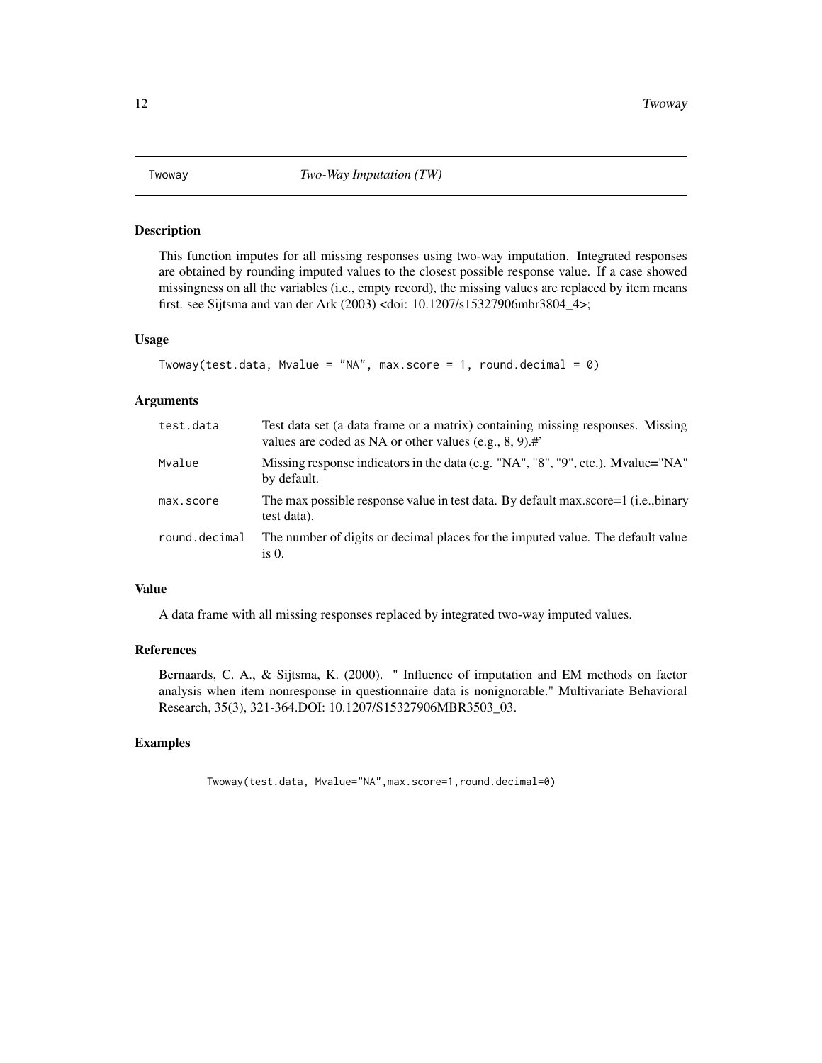Twoway *Two-Way Imputation (TW)*

## Description

This function imputes for all missing responses using two-way imputation. Integrated responses are obtained by rounding imputed values to the closest possible response value. If a case showed missingness on all the variables (i.e., empty record), the missing values are replaced by item means first. see Sijtsma and van der Ark (2003) <doi: 10.1207/s15327906mbr3804_4>;

## Usage

```
Twoway(test.data, Mvalue = "NA", max.score = 1, round.decimal = 0)
```

## Arguments

| | |
|---|---|
| test.data | Test data set (a data frame or a matrix) containing missing responses. Missing values are coded as NA or other values (e.g., 8, 9).#' |
| Mvalue | Missing response indicators in the data (e.g. "NA", "8", "9", etc.). Mvalue="NA" by default. |
| max.score | The max possible response value in test data. By default max.score=1 (i.e.,binary test data). |
| round.decimal | The number of digits or decimal places for the imputed value. The default value is 0. |

## Value

A data frame with all missing responses replaced by integrated two-way imputed values.

## References

Bernaards, C. A., & Sijtsma, K. (2000). " Influence of imputation and EM methods on factor analysis when item nonresponse in questionnaire data is nonignorable." Multivariate Behavioral Research, 35(3), 321-364.DOI: 10.1207/S15327906MBR3503_03.

## Examples

```
Twoway(test.data, Mvalue="NA",max.score=1,round.decimal=0)
```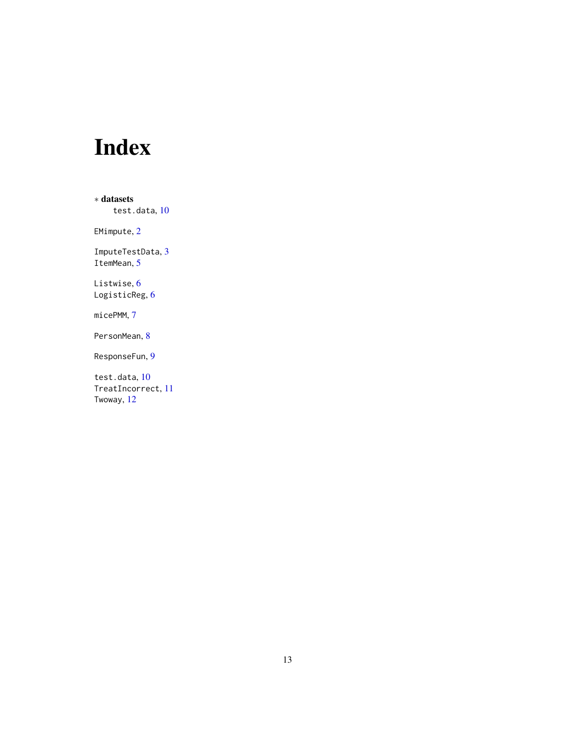# Index

* **datasets**
    test.data, 10

EMimpute, 2

ImputeTestData, 3
ItemMean, 5

Listwise, 6
LogisticReg, 6

micePMM, 7

PersonMean, 8

ResponseFun, 9

test.data, 10
TreatIncorrect, 11
Twoway, 12